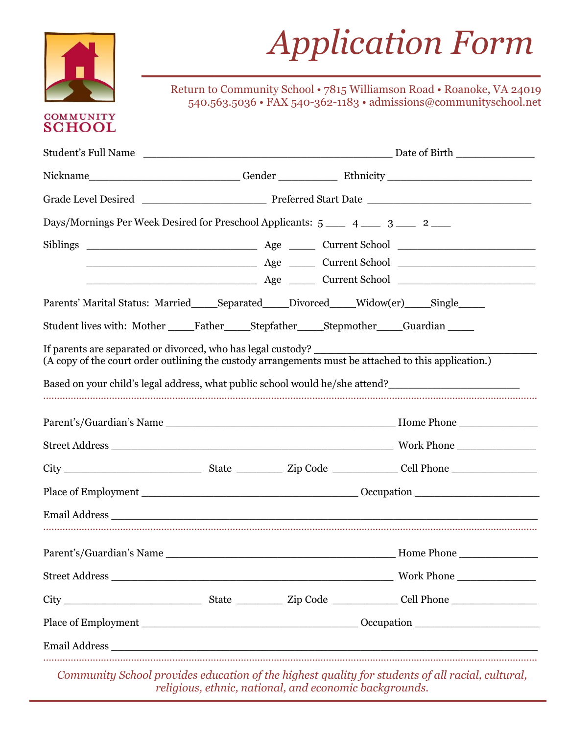COMMUNITY SCHOOL

# *Application Form*

Return to Community School • 7815 Williamson Road • Roanoke, VA 24019
540.563.5036 • FAX 540-362-1183 • admissions@communityschool.net

Student's Full Name ________________________________________ Date of Birth _____________

Nickname_________________________ Gender __________ Ethnicity _______________________

Grade Level Desired _____________________ Preferred Start Date ___________________________

Days/Mornings Per Week Desired for Preschool Applicants: 5 ___ 4 ___ 3 ___ 2 ___

Siblings ____________________________ Age _____ Current School _______________________

____________________________ Age _____ Current School _______________________

____________________________ Age _____ Current School _______________________

Parents' Marital Status: Married____Separated____Divorced____Widow(er)____Single____

Student lives with: Mother ____Father____Stepfather____Stepmother____Guardian ____

If parents are separated or divorced, who has legal custody? ____________________________________
(A copy of the court order outlining the custody arrangements must be attached to this application.)

Based on your child's legal address, what public school would he/she attend?____________________

---

Parent's/Guardian's Name ______________________________________ Home Phone _____________

Street Address ______________________________________________ Work Phone _____________

City ______________________ State ________ Zip Code ___________ Cell Phone ______________

Place of Employment ___________________________________ Occupation ____________________

Email Address _________________________________________________________________________

---

Parent's/Guardian's Name ______________________________________ Home Phone _____________

Street Address ______________________________________________ Work Phone _____________

City ______________________ State ________ Zip Code ___________ Cell Phone ______________

Place of Employment ___________________________________ Occupation ____________________

Email Address _________________________________________________________________________

---

*Community School provides education of the highest quality for students of all racial, cultural, religious, ethnic, national, and economic backgrounds.*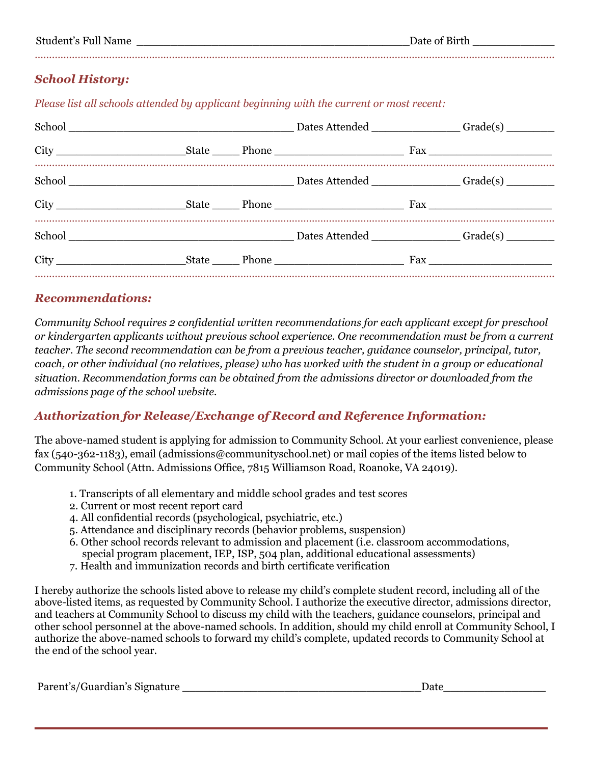Student's Full Name ________________________________________ Date of Birth ____________

---

### *School History:*

*Please list all schools attended by applicant beginning with the current or most recent:*

School __________________________________ Dates Attended _____________ Grade(s) _______

City ___________________ State ____ Phone ___________________ Fax __________________

---

School __________________________________ Dates Attended _____________ Grade(s) _______

City ___________________ State ____ Phone ___________________ Fax __________________

---

School __________________________________ Dates Attended _____________ Grade(s) _______

City ___________________ State ____ Phone ___________________ Fax __________________

---

### *Recommendations:*

*Community School requires 2 confidential written recommendations for each applicant except for preschool or kindergarten applicants without previous school experience. One recommendation must be from a current teacher. The second recommendation can be from a previous teacher, guidance counselor, principal, tutor, coach, or other individual (no relatives, please) who has worked with the student in a group or educational situation. Recommendation forms can be obtained from the admissions director or downloaded from the admissions page of the school website.*

### *Authorization for Release/Exchange of Record and Reference Information:*

The above-named student is applying for admission to Community School. At your earliest convenience, please fax (540-362-1183), email (admissions@communityschool.net) or mail copies of the items listed below to Community School (Attn. Admissions Office, 7815 Williamson Road, Roanoke, VA 24019).

1. Transcripts of all elementary and middle school grades and test scores
2. Current or most recent report card
4. All confidential records (psychological, psychiatric, etc.)
5. Attendance and disciplinary records (behavior problems, suspension)
6. Other school records relevant to admission and placement (i.e. classroom accommodations, special program placement, IEP, ISP, 504 plan, additional educational assessments)
7. Health and immunization records and birth certificate verification

I hereby authorize the schools listed above to release my child's complete student record, including all of the above-listed items, as requested by Community School. I authorize the executive director, admissions director, and teachers at Community School to discuss my child with the teachers, guidance counselors, principal and other school personnel at the above-named schools. In addition, should my child enroll at Community School, I authorize the above-named schools to forward my child's complete, updated records to Community School at the end of the school year.

Parent's/Guardian's Signature ___________________________________ Date _______________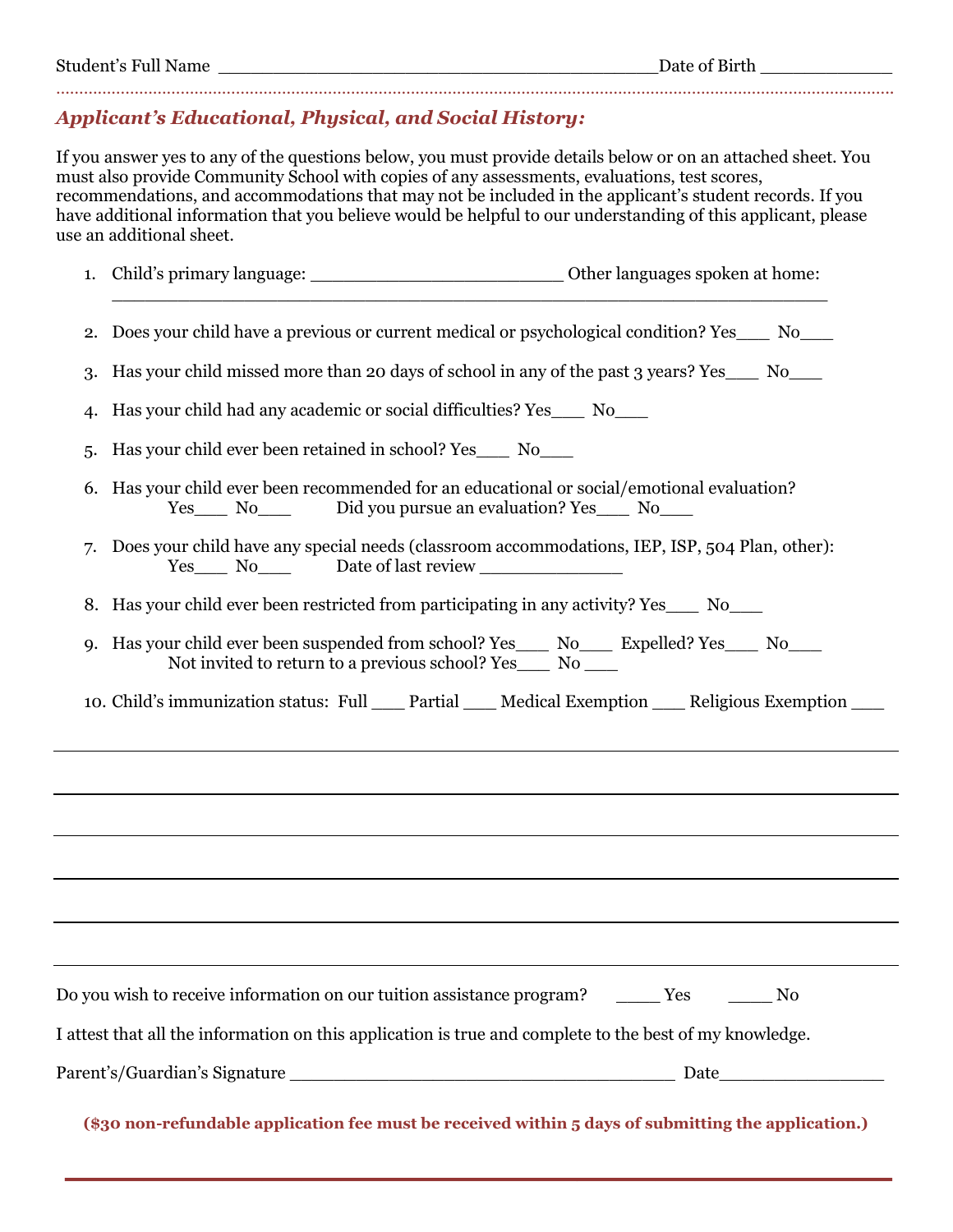Student's Full Name ________________________________________ Date of Birth ____________

---

### *Applicant's Educational, Physical, and Social History:*

If you answer yes to any of the questions below, you must provide details below or on an attached sheet. You must also provide Community School with copies of any assessments, evaluations, test scores, recommendations, and accommodations that may not be included in the applicant's student records. If you have additional information that you believe would be helpful to our understanding of this applicant, please use an additional sheet.

1. Child's primary language: ________________________ Other languages spoken at home: ____________________________________________________________________
2. Does your child have a previous or current medical or psychological condition? Yes___ No___
3. Has your child missed more than 20 days of school in any of the past 3 years? Yes___ No___
4. Has your child had any academic or social difficulties? Yes___ No___
5. Has your child ever been retained in school? Yes___ No___
6. Has your child ever been recommended for an educational or social/emotional evaluation? Yes___ No___ Did you pursue an evaluation? Yes___ No___
7. Does your child have any special needs (classroom accommodations, IEP, ISP, 504 Plan, other): Yes___ No___ Date of last review ______________
8. Has your child ever been restricted from participating in any activity? Yes___ No___
9. Has your child ever been suspended from school? Yes___ No___ Expelled? Yes___ No___ Not invited to return to a previous school? Yes___ No ___
10. Child's immunization status: Full ___ Partial ___ Medical Exemption ___ Religious Exemption ___

______________________________________________________________________________

______________________________________________________________________________

______________________________________________________________________________

______________________________________________________________________________

______________________________________________________________________________

______________________________________________________________________________

Do you wish to receive information on our tuition assistance program? _____ Yes _____ No

I attest that all the information on this application is true and complete to the best of my knowledge.

Parent's/Guardian's Signature ____________________________________ Date________________

**($30 non-refundable application fee must be received within 5 days of submitting the application.)**